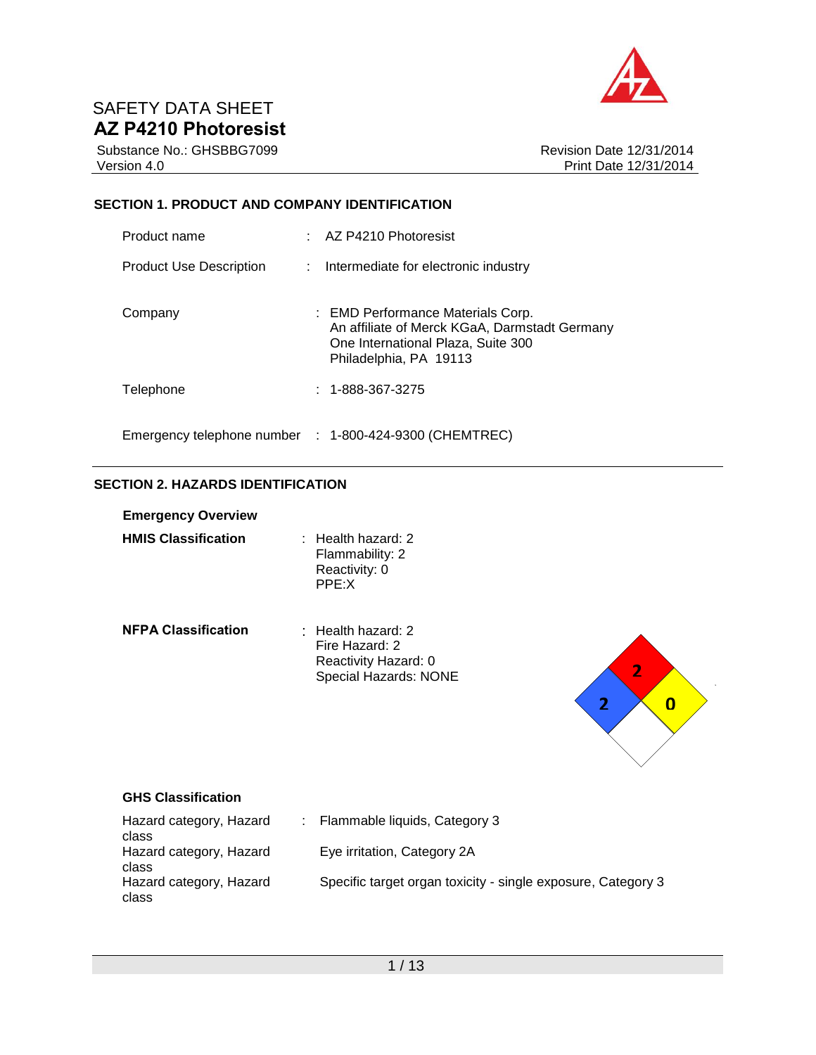SAFETY DATA SHEET

# AZ P4210 Photoresist

Substance No.: GHSBBG7099
Version 4.0

Revision Date 12/31/2014
Print Date 12/31/2014

## SECTION 1. PRODUCT AND COMPANY IDENTIFICATION

| | | |
|---|---|---|
| Product name | : | AZ P4210 Photoresist |
| Product Use Description | : | Intermediate for electronic industry |
| Company | : | EMD Performance Materials Corp.<br>An affiliate of Merck KGaA, Darmstadt Germany<br>One International Plaza, Suite 300<br>Philadelphia, PA 19113 |
| Telephone | : | 1-888-367-3275 |
| Emergency telephone number | : | 1-800-424-9300 (CHEMTREC) |

## SECTION 2. HAZARDS IDENTIFICATION

**Emergency Overview**

| | | |
|---|---|---|
| **HMIS Classification** | : | Health hazard: 2<br>Flammability: 2<br>Reactivity: 0<br>PPE:X |
| **NFPA Classification** | : | Health hazard: 2<br>Fire Hazard: 2<br>Reactivity Hazard: 0<br>Special Hazards: NONE |

**GHS Classification**

| | | |
|---|---|---|
| Hazard category, Hazard class | : | Flammable liquids, Category 3 |
| Hazard category, Hazard class | | Eye irritation, Category 2A |
| Hazard category, Hazard class | | Specific target organ toxicity - single exposure, Category 3 |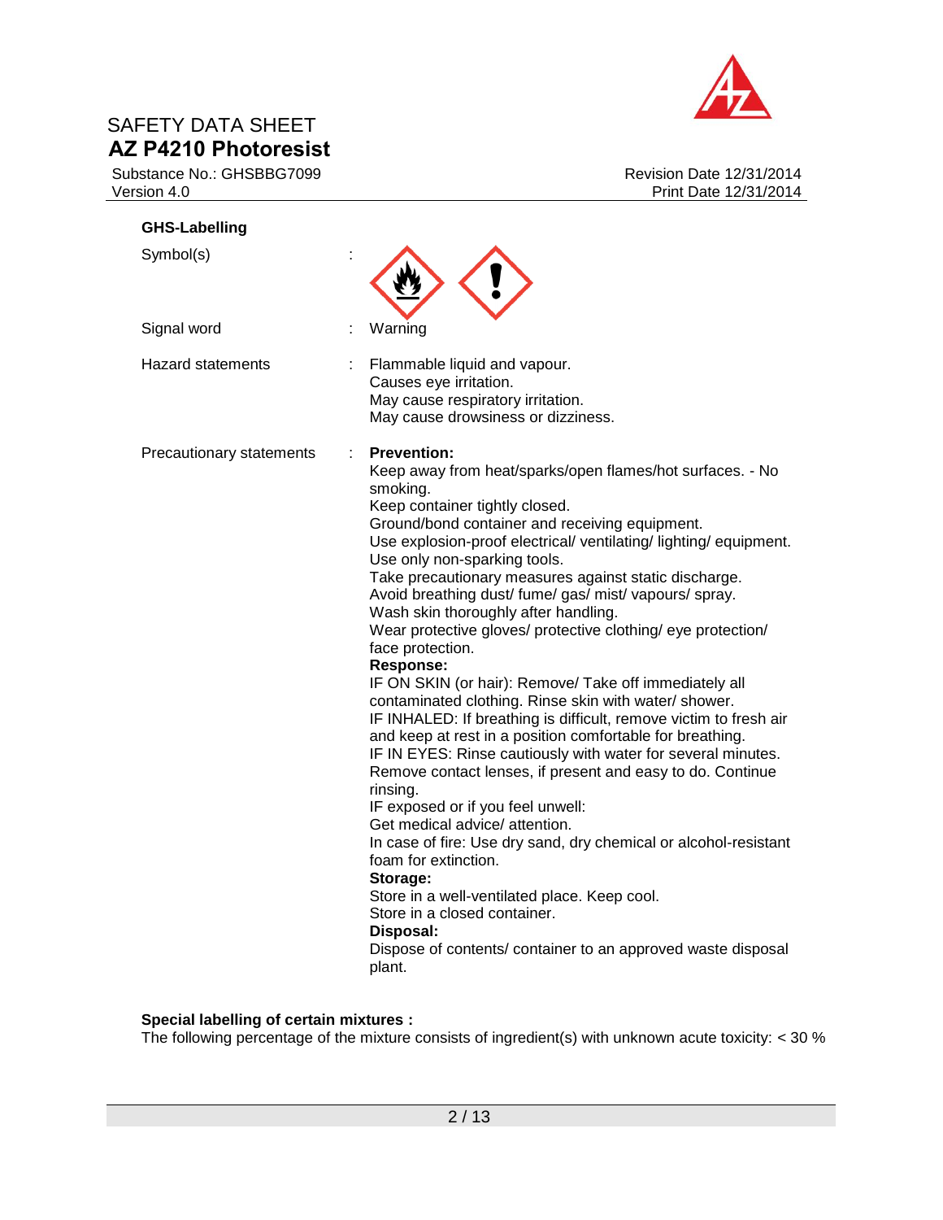**GHS-Labelling**

| | | |
|---|---|---|
| Symbol(s) | : | |
| Signal word | : | Warning |
| Hazard statements | : | Flammable liquid and vapour.<br>Causes eye irritation.<br>May cause respiratory irritation.<br>May cause drowsiness or dizziness. |
| Precautionary statements | : | **Prevention:**<br>Keep away from heat/sparks/open flames/hot surfaces. - No smoking.<br>Keep container tightly closed.<br>Ground/bond container and receiving equipment.<br>Use explosion-proof electrical/ ventilating/ lighting/ equipment.<br>Use only non-sparking tools.<br>Take precautionary measures against static discharge.<br>Avoid breathing dust/ fume/ gas/ mist/ vapours/ spray.<br>Wash skin thoroughly after handling.<br>Wear protective gloves/ protective clothing/ eye protection/ face protection.<br>**Response:**<br>IF ON SKIN (or hair): Remove/ Take off immediately all contaminated clothing. Rinse skin with water/ shower.<br>IF INHALED: If breathing is difficult, remove victim to fresh air and keep at rest in a position comfortable for breathing.<br>IF IN EYES: Rinse cautiously with water for several minutes. Remove contact lenses, if present and easy to do. Continue rinsing.<br>IF exposed or if you feel unwell:<br>Get medical advice/ attention.<br>In case of fire: Use dry sand, dry chemical or alcohol-resistant foam for extinction.<br>**Storage:**<br>Store in a well-ventilated place. Keep cool.<br>Store in a closed container.<br>**Disposal:**<br>Dispose of contents/ container to an approved waste disposal plant. |

**Special labelling of certain mixtures :**

The following percentage of the mixture consists of ingredient(s) with unknown acute toxicity: < 30 %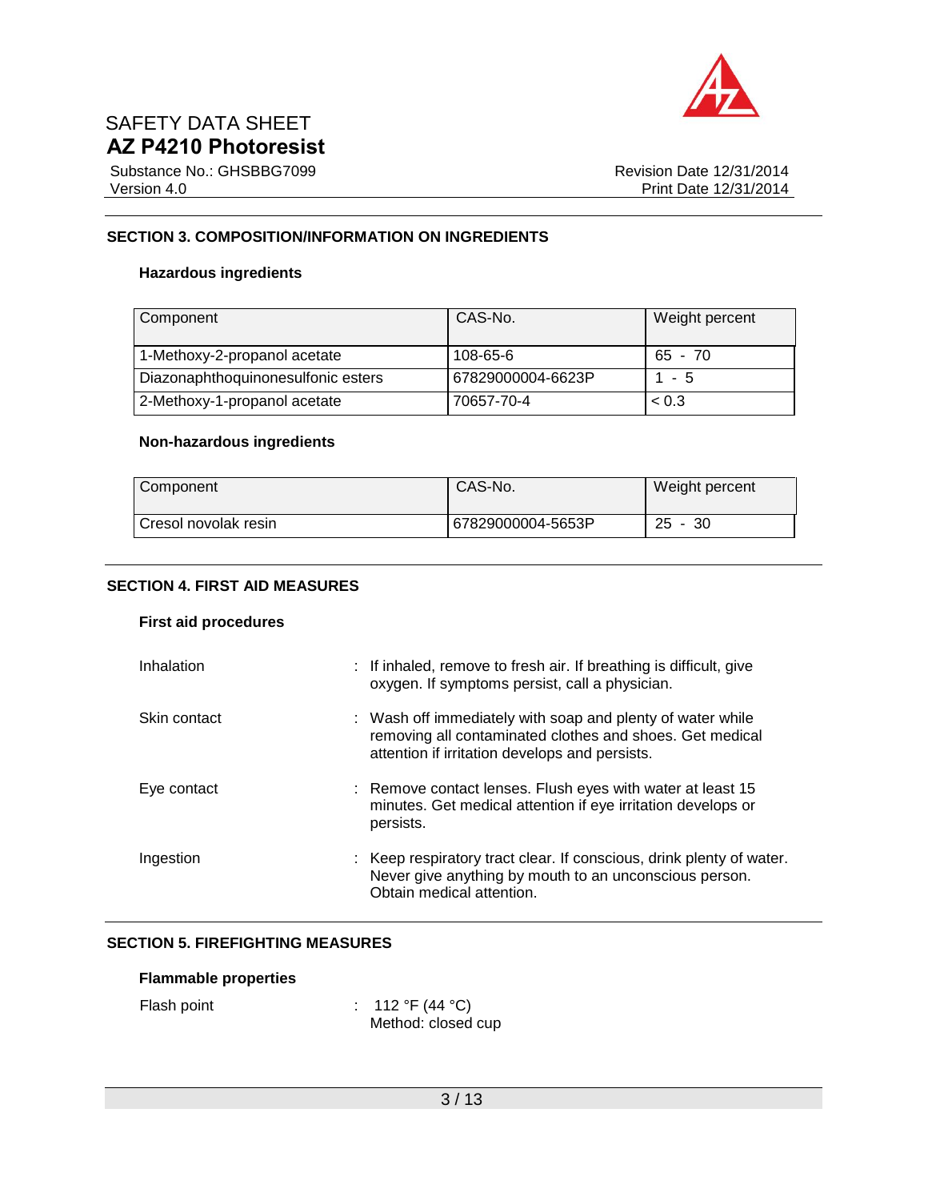## SECTION 3. COMPOSITION/INFORMATION ON INGREDIENTS

### Hazardous ingredients

| Component | CAS-No. | Weight percent |
|---|---|---|
| 1-Methoxy-2-propanol acetate | 108-65-6 | 65 - 70 |
| Diazonaphthoquinonesulfonic esters | 67829000004-6623P | 1 - 5 |
| 2-Methoxy-1-propanol acetate | 70657-70-4 | < 0.3 |

### Non-hazardous ingredients

| Component | CAS-No. | Weight percent |
|---|---|---|
| Cresol novolak resin | 67829000004-5653P | 25 - 30 |

## SECTION 4. FIRST AID MEASURES

### First aid procedures

Inhalation : If inhaled, remove to fresh air. If breathing is difficult, give oxygen. If symptoms persist, call a physician.

Skin contact : Wash off immediately with soap and plenty of water while removing all contaminated clothes and shoes. Get medical attention if irritation develops and persists.

Eye contact : Remove contact lenses. Flush eyes with water at least 15 minutes. Get medical attention if eye irritation develops or persists.

Ingestion : Keep respiratory tract clear. If conscious, drink plenty of water. Never give anything by mouth to an unconscious person. Obtain medical attention.

## SECTION 5. FIREFIGHTING MEASURES

### Flammable properties

Flash point : 112 °F (44 °C)
Method: closed cup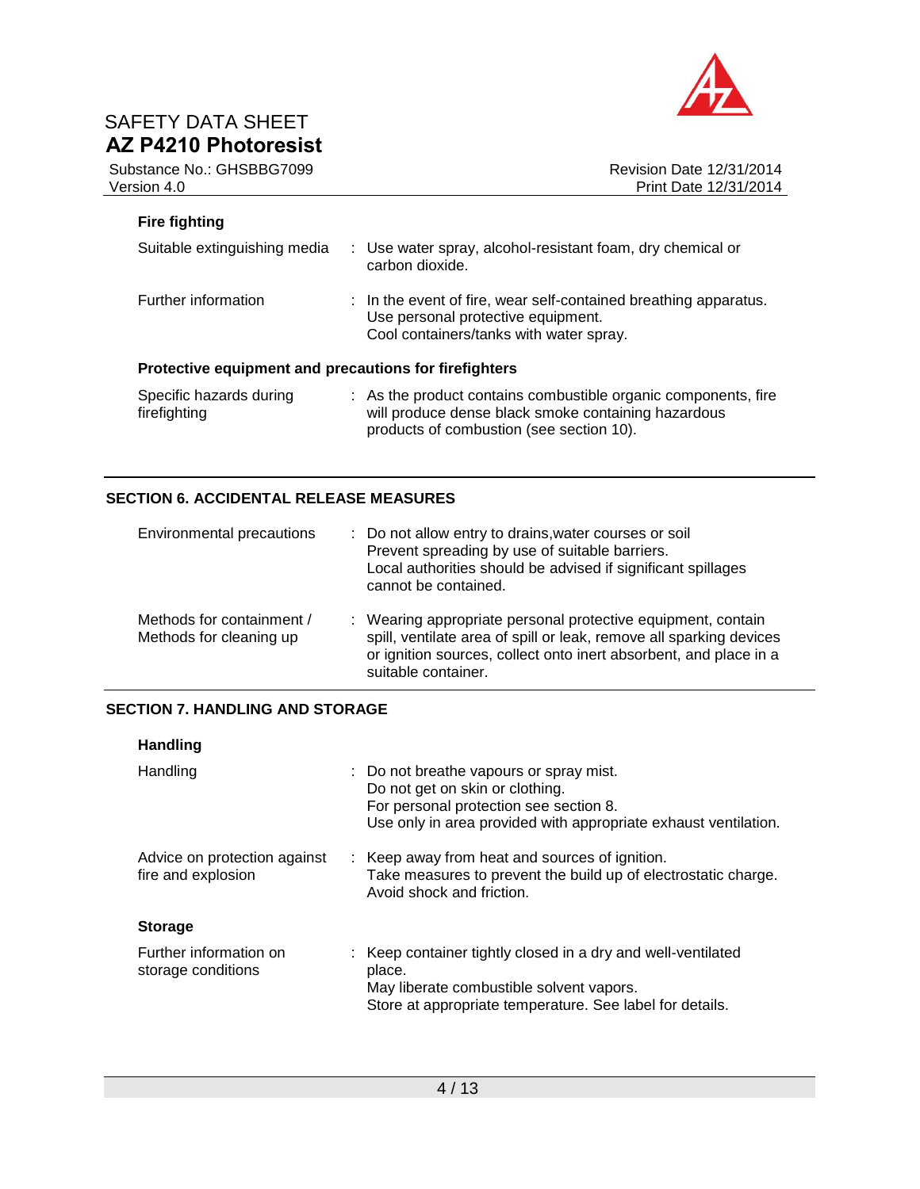### Fire fighting

| | |
|---|---|
| Suitable extinguishing media | : Use water spray, alcohol-resistant foam, dry chemical or carbon dioxide. |
| Further information | : In the event of fire, wear self-contained breathing apparatus.<br>Use personal protective equipment.<br>Cool containers/tanks with water spray. |

### Protective equipment and precautions for firefighters

| | |
|---|---|
| Specific hazards during firefighting | : As the product contains combustible organic components, fire will produce dense black smoke containing hazardous products of combustion (see section 10). |

## SECTION 6. ACCIDENTAL RELEASE MEASURES

| | |
|---|---|
| Environmental precautions | : Do not allow entry to drains,water courses or soil<br>Prevent spreading by use of suitable barriers.<br>Local authorities should be advised if significant spillages cannot be contained. |
| Methods for containment / Methods for cleaning up | : Wearing appropriate personal protective equipment, contain spill, ventilate area of spill or leak, remove all sparking devices or ignition sources, collect onto inert absorbent, and place in a suitable container. |

## SECTION 7. HANDLING AND STORAGE

### Handling

| | |
|---|---|
| Handling | : Do not breathe vapours or spray mist.<br>Do not get on skin or clothing.<br>For personal protection see section 8.<br>Use only in area provided with appropriate exhaust ventilation. |
| Advice on protection against fire and explosion | : Keep away from heat and sources of ignition.<br>Take measures to prevent the build up of electrostatic charge.<br>Avoid shock and friction. |

### Storage

| | |
|---|---|
| Further information on storage conditions | : Keep container tightly closed in a dry and well-ventilated place.<br>May liberate combustible solvent vapors.<br>Store at appropriate temperature. See label for details. |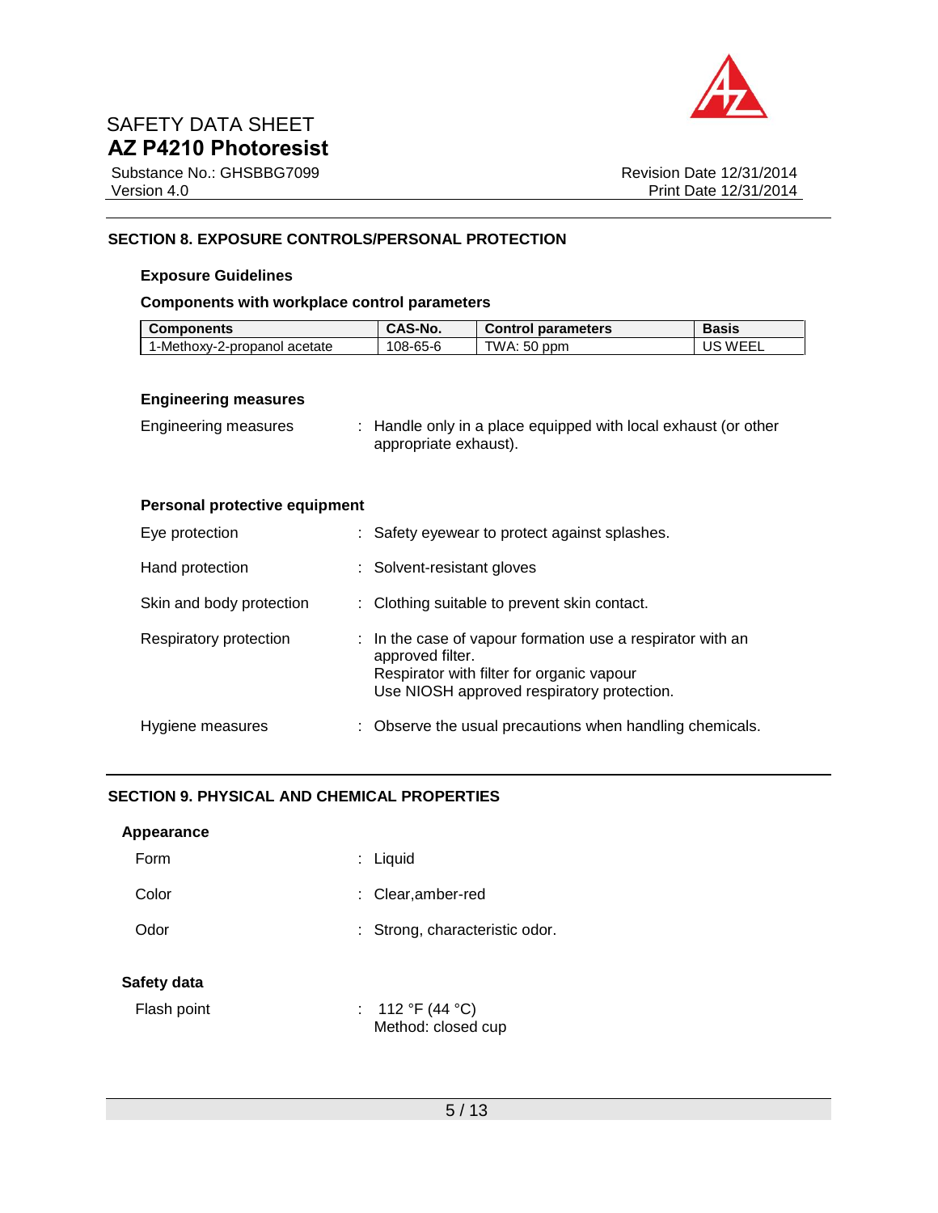## SECTION 8. EXPOSURE CONTROLS/PERSONAL PROTECTION

### Exposure Guidelines

**Components with workplace control parameters**

| Components | CAS-No. | Control parameters | Basis |
|---|---|---|---|
| 1-Methoxy-2-propanol acetate | 108-65-6 | TWA: 50 ppm | US WEEL |

### Engineering measures

Engineering measures : Handle only in a place equipped with local exhaust (or other appropriate exhaust).

### Personal protective equipment

Eye protection : Safety eyewear to protect against splashes.

Hand protection : Solvent-resistant gloves

Skin and body protection : Clothing suitable to prevent skin contact.

Respiratory protection : In the case of vapour formation use a respirator with an approved filter.
Respirator with filter for organic vapour
Use NIOSH approved respiratory protection.

Hygiene measures : Observe the usual precautions when handling chemicals.

## SECTION 9. PHYSICAL AND CHEMICAL PROPERTIES

### Appearance

Form : Liquid

Color : Clear,amber-red

Odor : Strong, characteristic odor.

### Safety data

Flash point : 112 °F (44 °C)
Method: closed cup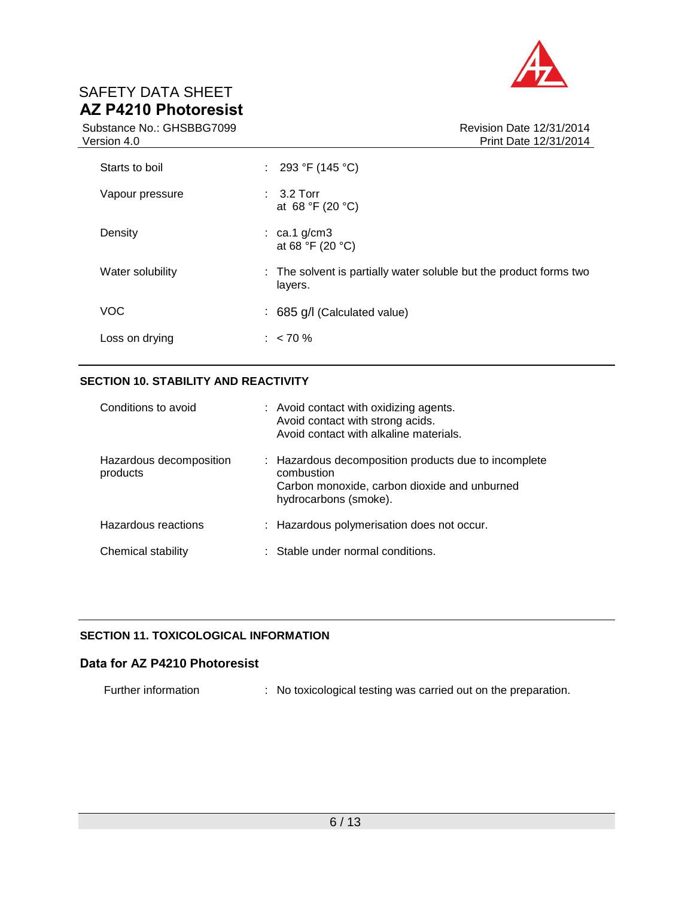| | |
|---|---|
| Starts to boil | : 293 °F (145 °C) |
| Vapour pressure | : 3.2 Torr<br>at 68 °F (20 °C) |
| Density | : ca.1 g/cm3<br>at 68 °F (20 °C) |
| Water solubility | : The solvent is partially water soluble but the product forms two layers. |
| VOC | : 685 g/l (Calculated value) |
| Loss on drying | : < 70 % |

## SECTION 10. STABILITY AND REACTIVITY

| | |
|---|---|
| Conditions to avoid | : Avoid contact with oxidizing agents.<br>Avoid contact with strong acids.<br>Avoid contact with alkaline materials. |
| Hazardous decomposition products | : Hazardous decomposition products due to incomplete combustion<br>Carbon monoxide, carbon dioxide and unburned hydrocarbons (smoke). |
| Hazardous reactions | : Hazardous polymerisation does not occur. |
| Chemical stability | : Stable under normal conditions. |

## SECTION 11. TOXICOLOGICAL INFORMATION

### Data for AZ P4210 Photoresist

| | |
|---|---|
| Further information | : No toxicological testing was carried out on the preparation. |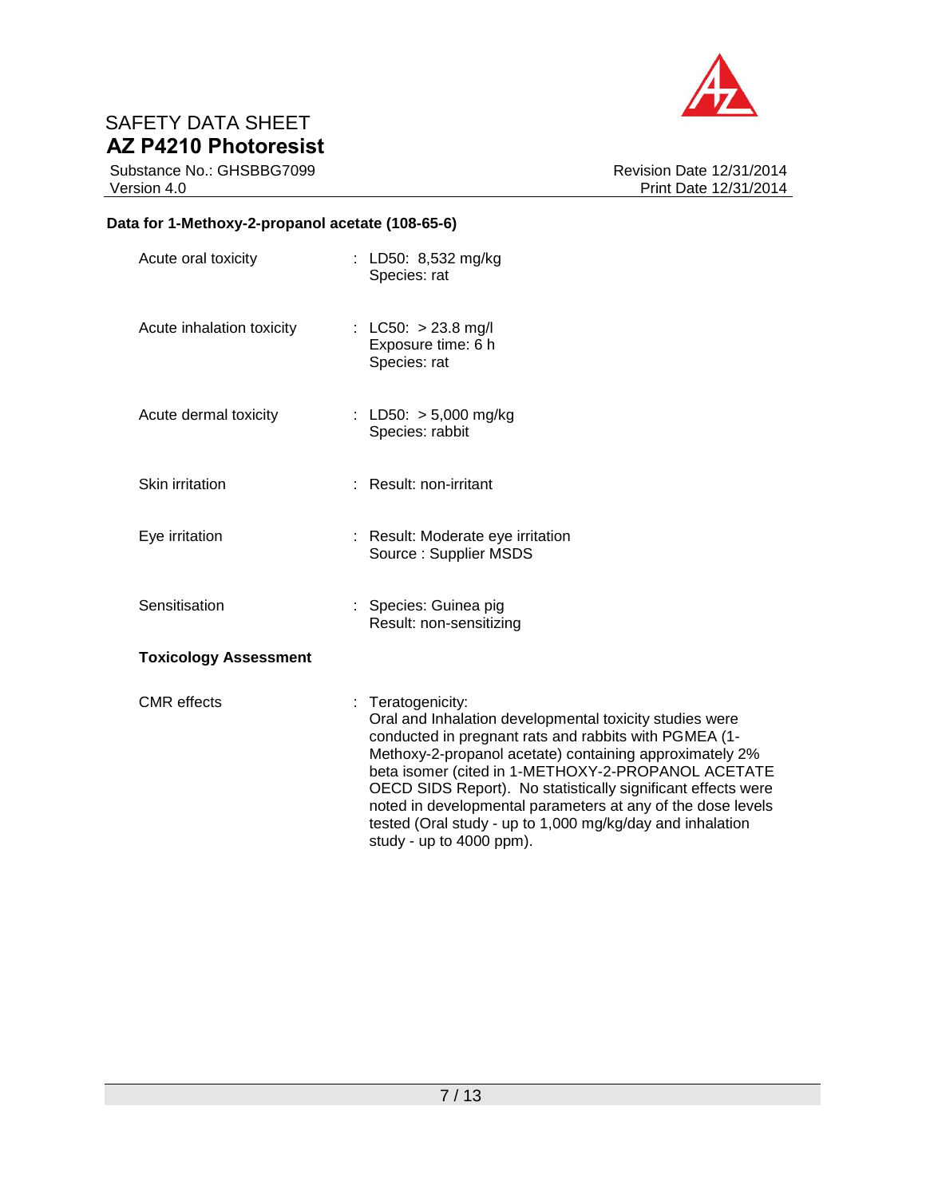**Data for 1-Methoxy-2-propanol acetate (108-65-6)**

| | |
|---|---|
| Acute oral toxicity | : LD50: 8,532 mg/kg<br>Species: rat |
| Acute inhalation toxicity | : LC50: > 23.8 mg/l<br>Exposure time: 6 h<br>Species: rat |
| Acute dermal toxicity | : LD50: > 5,000 mg/kg<br>Species: rabbit |
| Skin irritation | : Result: non-irritant |
| Eye irritation | : Result: Moderate eye irritation<br>Source : Supplier MSDS |
| Sensitisation | : Species: Guinea pig<br>Result: non-sensitizing |

**Toxicology Assessment**

| | |
|---|---|
| CMR effects | : Teratogenicity:<br>Oral and Inhalation developmental toxicity studies were conducted in pregnant rats and rabbits with PGMEA (1-Methoxy-2-propanol acetate) containing approximately 2% beta isomer (cited in 1-METHOXY-2-PROPANOL ACETATE OECD SIDS Report). No statistically significant effects were noted in developmental parameters at any of the dose levels tested (Oral study - up to 1,000 mg/kg/day and inhalation study - up to 4000 ppm). |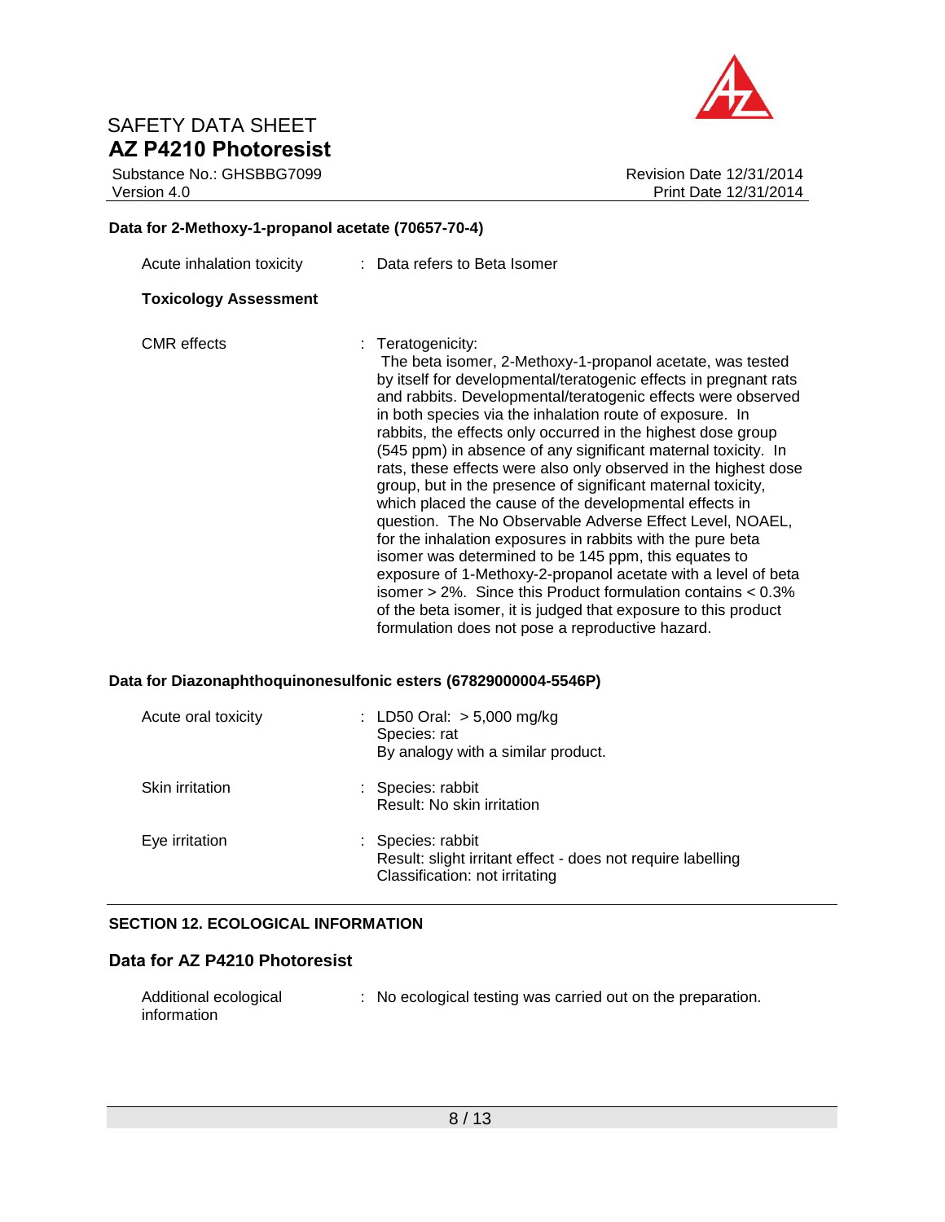### Data for 2-Methoxy-1-propanol acetate (70657-70-4)

| | |
|---|---|
| Acute inhalation toxicity | : Data refers to Beta Isomer |

**Toxicology Assessment**

| | |
|---|---|
| CMR effects | : Teratogenicity: The beta isomer, 2-Methoxy-1-propanol acetate, was tested by itself for developmental/teratogenic effects in pregnant rats and rabbits. Developmental/teratogenic effects were observed in both species via the inhalation route of exposure. In rabbits, the effects only occurred in the highest dose group (545 ppm) in absence of any significant maternal toxicity. In rats, these effects were also only observed in the highest dose group, but in the presence of significant maternal toxicity, which placed the cause of the developmental effects in question. The No Observable Adverse Effect Level, NOAEL, for the inhalation exposures in rabbits with the pure beta isomer was determined to be 145 ppm, this equates to exposure of 1-Methoxy-2-propanol acetate with a level of beta isomer > 2%. Since this Product formulation contains < 0.3% of the beta isomer, it is judged that exposure to this product formulation does not pose a reproductive hazard. |

### Data for Diazonaphthoquinonesulfonic esters (67829000004-5546P)

| | |
|---|---|
| Acute oral toxicity | : LD50 Oral: > 5,000 mg/kg<br>Species: rat<br>By analogy with a similar product. |
| Skin irritation | : Species: rabbit<br>Result: No skin irritation |
| Eye irritation | : Species: rabbit<br>Result: slight irritant effect - does not require labelling<br>Classification: not irritating |

## SECTION 12. ECOLOGICAL INFORMATION

### Data for AZ P4210 Photoresist

| | |
|---|---|
| Additional ecological information | : No ecological testing was carried out on the preparation. |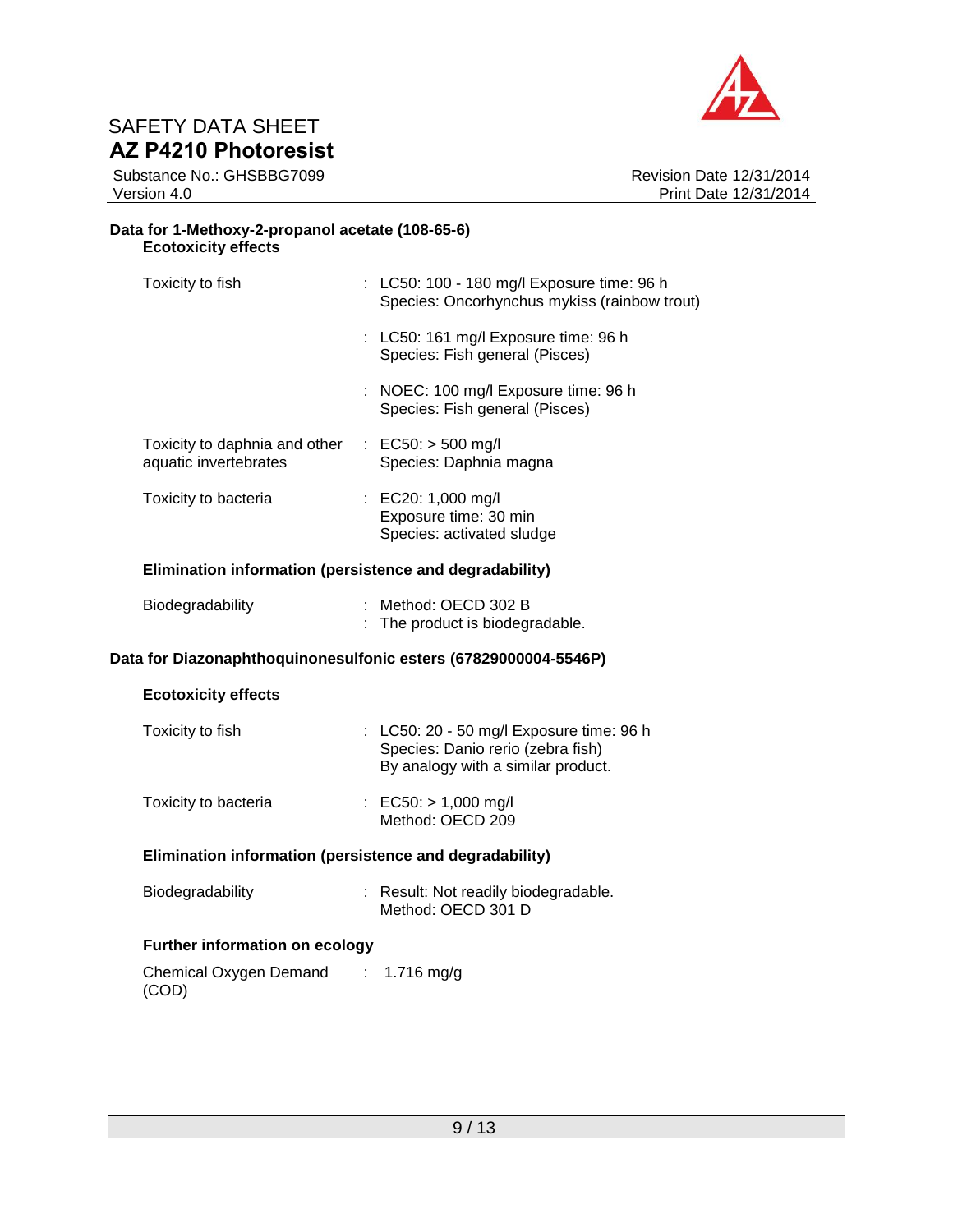**Data for 1-Methoxy-2-propanol acetate (108-65-6)**

**Ecotoxicity effects**

| | |
|---|---|
| Toxicity to fish | : LC50: 100 - 180 mg/l Exposure time: 96 h<br>Species: Oncorhynchus mykiss (rainbow trout) |
| | : LC50: 161 mg/l Exposure time: 96 h<br>Species: Fish general (Pisces) |
| | : NOEC: 100 mg/l Exposure time: 96 h<br>Species: Fish general (Pisces) |
| Toxicity to daphnia and other aquatic invertebrates | : EC50: > 500 mg/l<br>Species: Daphnia magna |
| Toxicity to bacteria | : EC20: 1,000 mg/l<br>Exposure time: 30 min<br>Species: activated sludge |

**Elimination information (persistence and degradability)**

| | |
|---|---|
| Biodegradability | : Method: OECD 302 B<br>: The product is biodegradable. |

**Data for Diazonaphthoquinonesulfonic esters (67829000004-5546P)**

**Ecotoxicity effects**

| | |
|---|---|
| Toxicity to fish | : LC50: 20 - 50 mg/l Exposure time: 96 h<br>Species: Danio rerio (zebra fish)<br>By analogy with a similar product. |
| Toxicity to bacteria | : EC50: > 1,000 mg/l<br>Method: OECD 209 |

**Elimination information (persistence and degradability)**

| | |
|---|---|
| Biodegradability | : Result: Not readily biodegradable.<br>Method: OECD 301 D |

**Further information on ecology**

| | |
|---|---|
| Chemical Oxygen Demand (COD) | : 1.716 mg/g |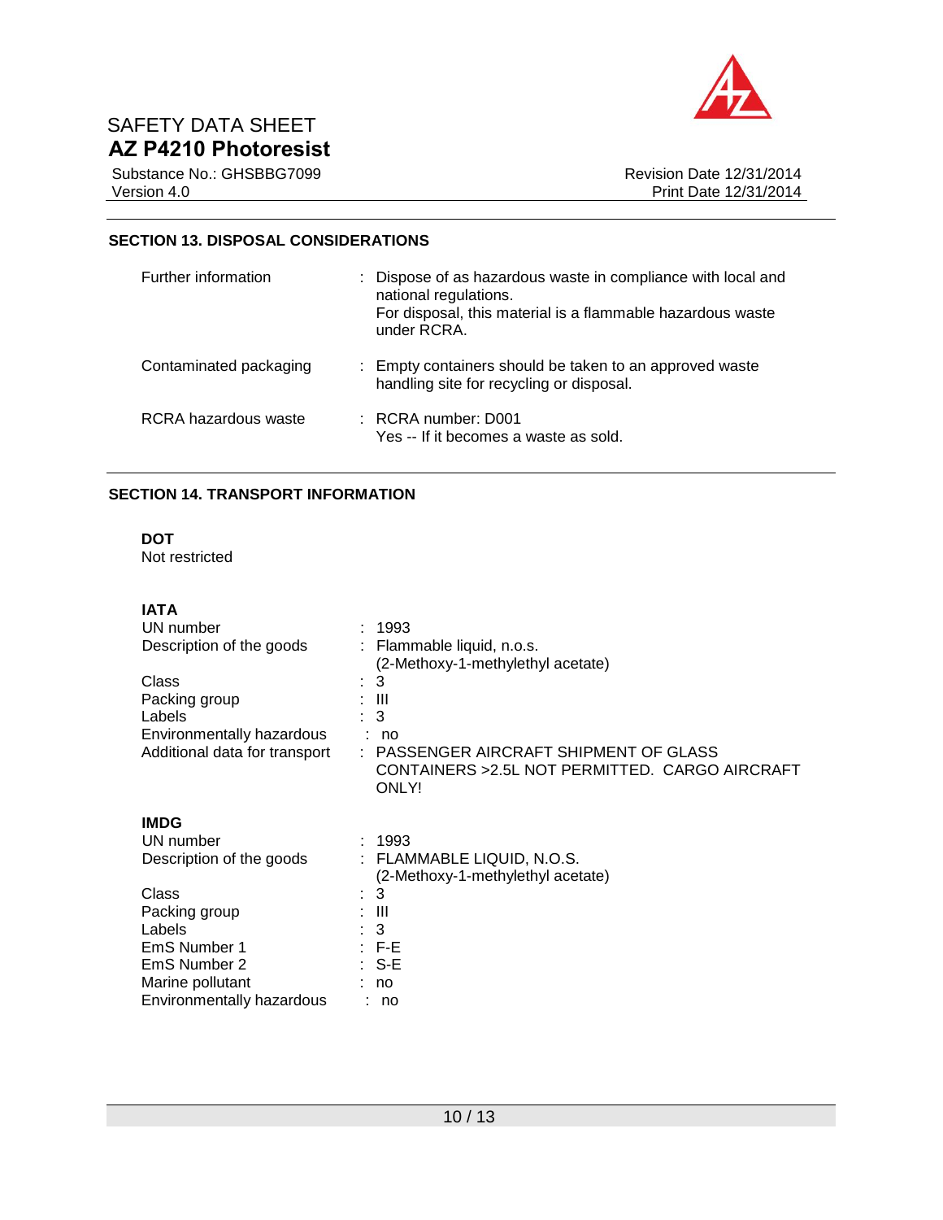## SECTION 13. DISPOSAL CONSIDERATIONS

| | |
|---|---|
| Further information | : Dispose of as hazardous waste in compliance with local and national regulations. For disposal, this material is a flammable hazardous waste under RCRA. |
| Contaminated packaging | : Empty containers should be taken to an approved waste handling site for recycling or disposal. |
| RCRA hazardous waste | : RCRA number: D001 Yes -- If it becomes a waste as sold. |

## SECTION 14. TRANSPORT INFORMATION

**DOT**

Not restricted

**IATA**

| | |
|---|---|
| UN number | : 1993 |
| Description of the goods | : Flammable liquid, n.o.s. (2-Methoxy-1-methylethyl acetate) |
| Class | : 3 |
| Packing group | : III |
| Labels | : 3 |
| Environmentally hazardous | : no |
| Additional data for transport | : PASSENGER AIRCRAFT SHIPMENT OF GLASS CONTAINERS >2.5L NOT PERMITTED. CARGO AIRCRAFT ONLY! |

**IMDG**

| | |
|---|---|
| UN number | : 1993 |
| Description of the goods | : FLAMMABLE LIQUID, N.O.S. (2-Methoxy-1-methylethyl acetate) |
| Class | : 3 |
| Packing group | : III |
| Labels | : 3 |
| EmS Number 1 | : F-E |
| EmS Number 2 | : S-E |
| Marine pollutant | : no |
| Environmentally hazardous | : no |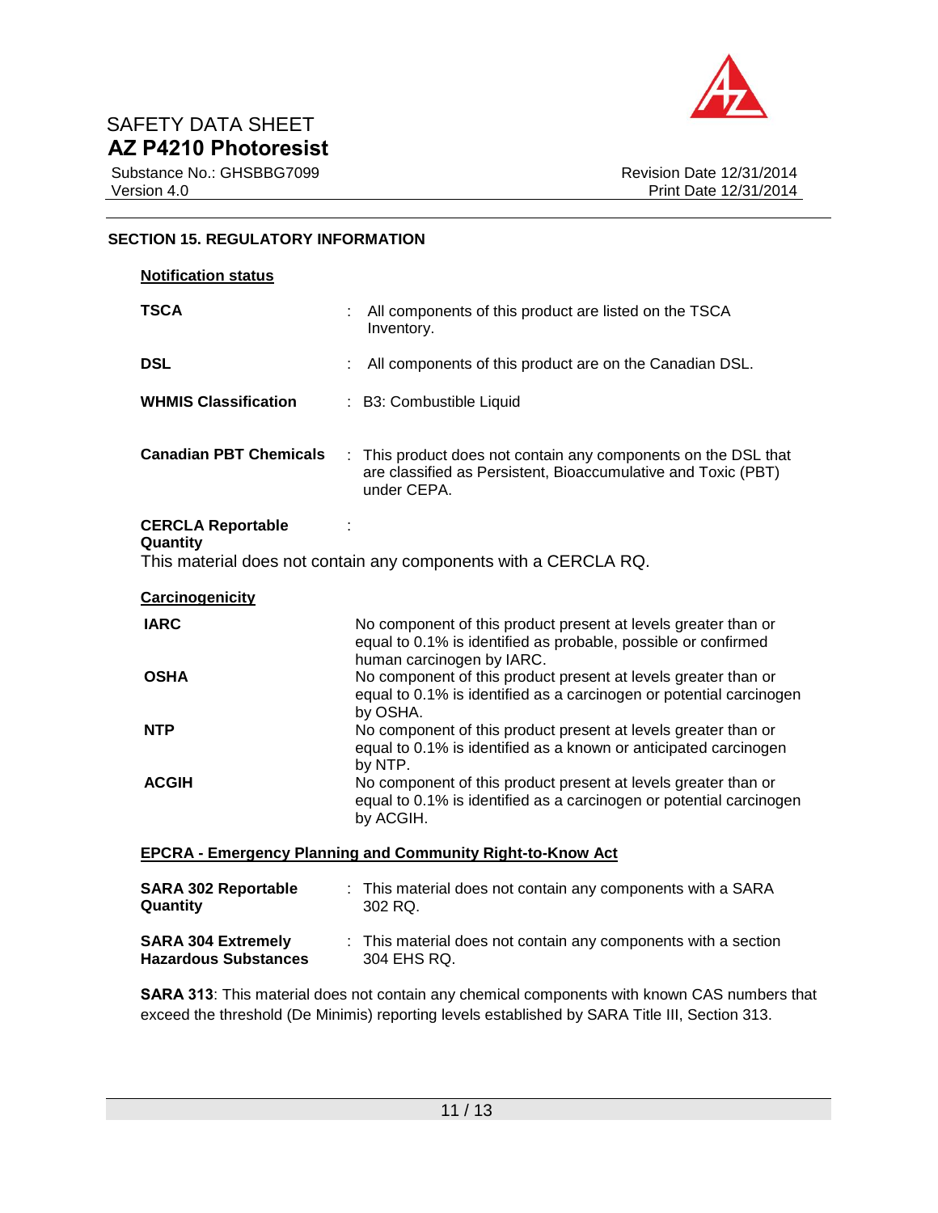## SECTION 15. REGULATORY INFORMATION

**Notification status**

| | |
|---|---|
| **TSCA** | : All components of this product are listed on the TSCA Inventory. |
| **DSL** | : All components of this product are on the Canadian DSL. |
| **WHMIS Classification** | : B3: Combustible Liquid |
| **Canadian PBT Chemicals** | : This product does not contain any components on the DSL that are classified as Persistent, Bioaccumulative and Toxic (PBT) under CEPA. |
| **CERCLA Reportable Quantity** | : |

This material does not contain any components with a CERCLA RQ.

**Carcinogenicity**

| | |
|---|---|
| **IARC** | No component of this product present at levels greater than or equal to 0.1% is identified as probable, possible or confirmed human carcinogen by IARC. |
| **OSHA** | No component of this product present at levels greater than or equal to 0.1% is identified as a carcinogen or potential carcinogen by OSHA. |
| **NTP** | No component of this product present at levels greater than or equal to 0.1% is identified as a known or anticipated carcinogen by NTP. |
| **ACGIH** | No component of this product present at levels greater than or equal to 0.1% is identified as a carcinogen or potential carcinogen by ACGIH. |

**EPCRA - Emergency Planning and Community Right-to-Know Act**

| | |
|---|---|
| **SARA 302 Reportable Quantity** | : This material does not contain any components with a SARA 302 RQ. |
| **SARA 304 Extremely Hazardous Substances** | : This material does not contain any components with a section 304 EHS RQ. |

**SARA 313**: This material does not contain any chemical components with known CAS numbers that exceed the threshold (De Minimis) reporting levels established by SARA Title III, Section 313.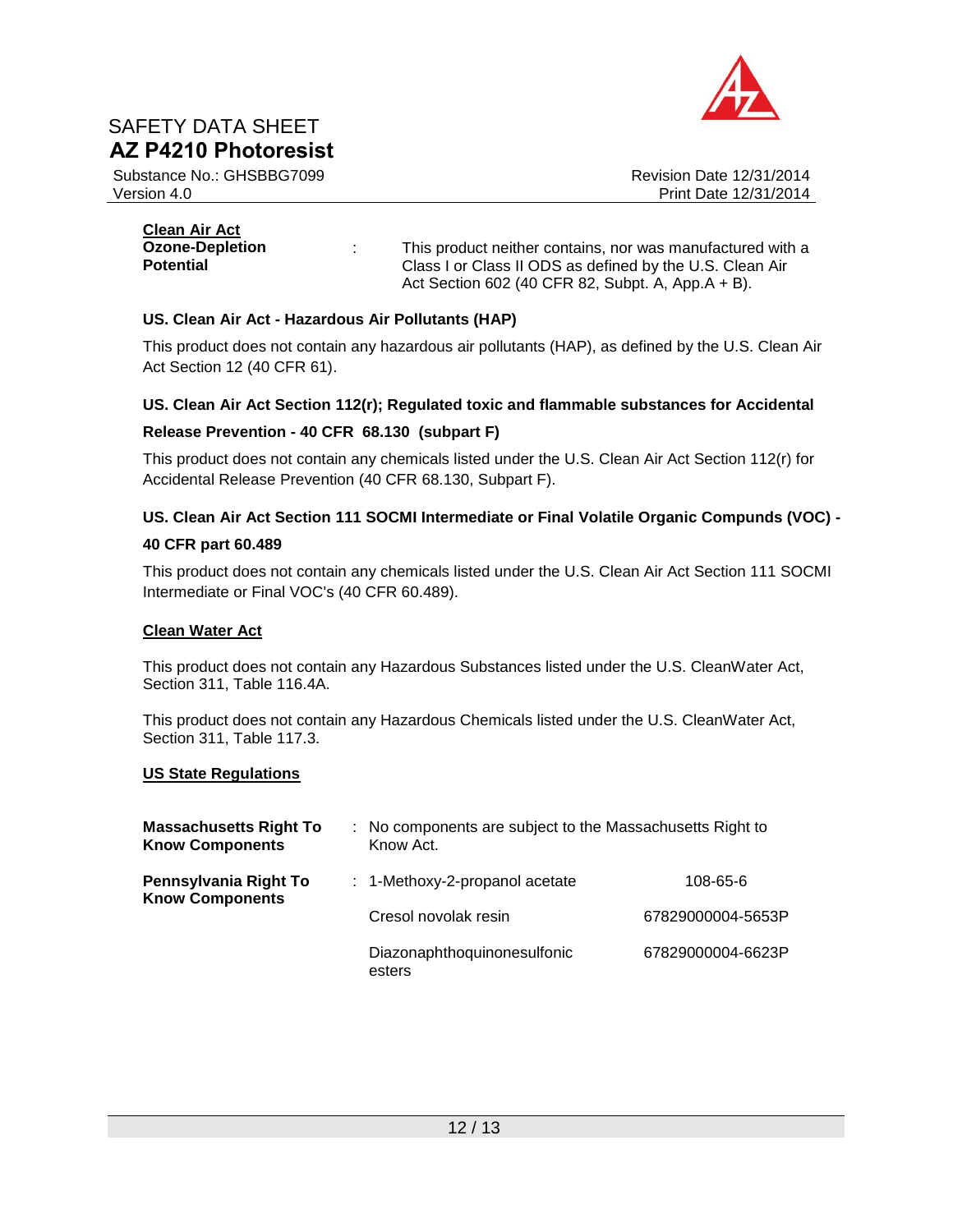**Clean Air Act**

**Ozone-Depletion Potential** : This product neither contains, nor was manufactured with a Class I or Class II ODS as defined by the U.S. Clean Air Act Section 602 (40 CFR 82, Subpt. A, App.A + B).

**US. Clean Air Act - Hazardous Air Pollutants (HAP)**

This product does not contain any hazardous air pollutants (HAP), as defined by the U.S. Clean Air Act Section 12 (40 CFR 61).

**US. Clean Air Act Section 112(r); Regulated toxic and flammable substances for Accidental Release Prevention - 40 CFR 68.130 (subpart F)**

This product does not contain any chemicals listed under the U.S. Clean Air Act Section 112(r) for Accidental Release Prevention (40 CFR 68.130, Subpart F).

**US. Clean Air Act Section 111 SOCMI Intermediate or Final Volatile Organic Compunds (VOC) - 40 CFR part 60.489**

This product does not contain any chemicals listed under the U.S. Clean Air Act Section 111 SOCMI Intermediate or Final VOC's (40 CFR 60.489).

**Clean Water Act**

This product does not contain any Hazardous Substances listed under the U.S. CleanWater Act, Section 311, Table 116.4A.

This product does not contain any Hazardous Chemicals listed under the U.S. CleanWater Act, Section 311, Table 117.3.

**US State Regulations**

**Massachusetts Right To Know Components** : No components are subject to the Massachusetts Right to Know Act.

**Pennsylvania Right To Know Components** :

| Component | Number |
|---|---|
| 1-Methoxy-2-propanol acetate | 108-65-6 |
| Cresol novolak resin | 67829000004-5653P |
| Diazonaphthoquinonesulfonic esters | 67829000004-6623P |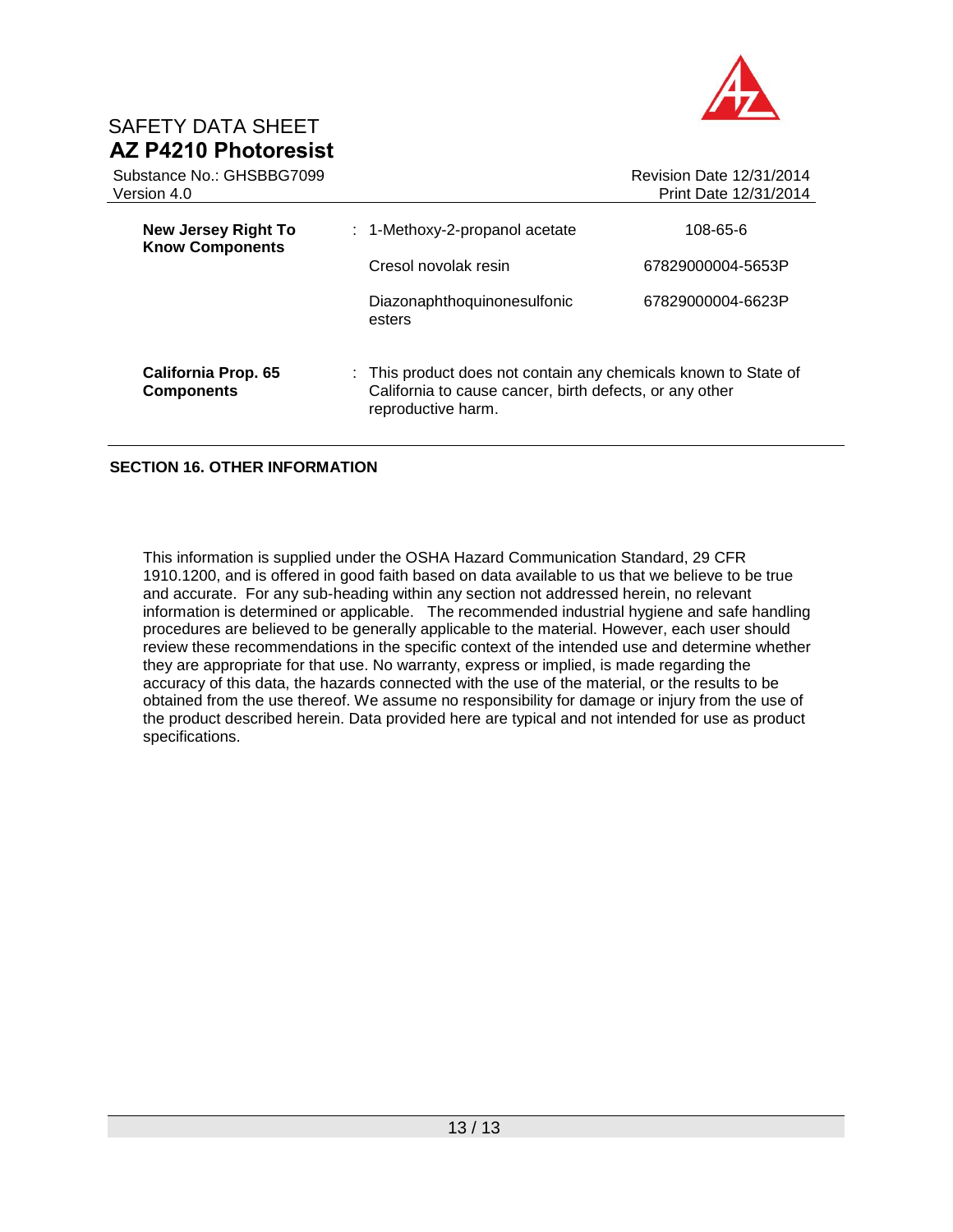| | | |
|---|---|---|
| **New Jersey Right To Know Components** | : 1-Methoxy-2-propanol acetate | 108-65-6 |
| | Cresol novolak resin | 67829000004-5653P |
| | Diazonaphthoquinonesulfonic esters | 67829000004-6623P |
| **California Prop. 65 Components** | : This product does not contain any chemicals known to State of California to cause cancer, birth defects, or any other reproductive harm. | |

## SECTION 16. OTHER INFORMATION

This information is supplied under the OSHA Hazard Communication Standard, 29 CFR 1910.1200, and is offered in good faith based on data available to us that we believe to be true and accurate. For any sub-heading within any section not addressed herein, no relevant information is determined or applicable. The recommended industrial hygiene and safe handling procedures are believed to be generally applicable to the material. However, each user should review these recommendations in the specific context of the intended use and determine whether they are appropriate for that use. No warranty, express or implied, is made regarding the accuracy of this data, the hazards connected with the use of the material, or the results to be obtained from the use thereof. We assume no responsibility for damage or injury from the use of the product described herein. Data provided here are typical and not intended for use as product specifications.